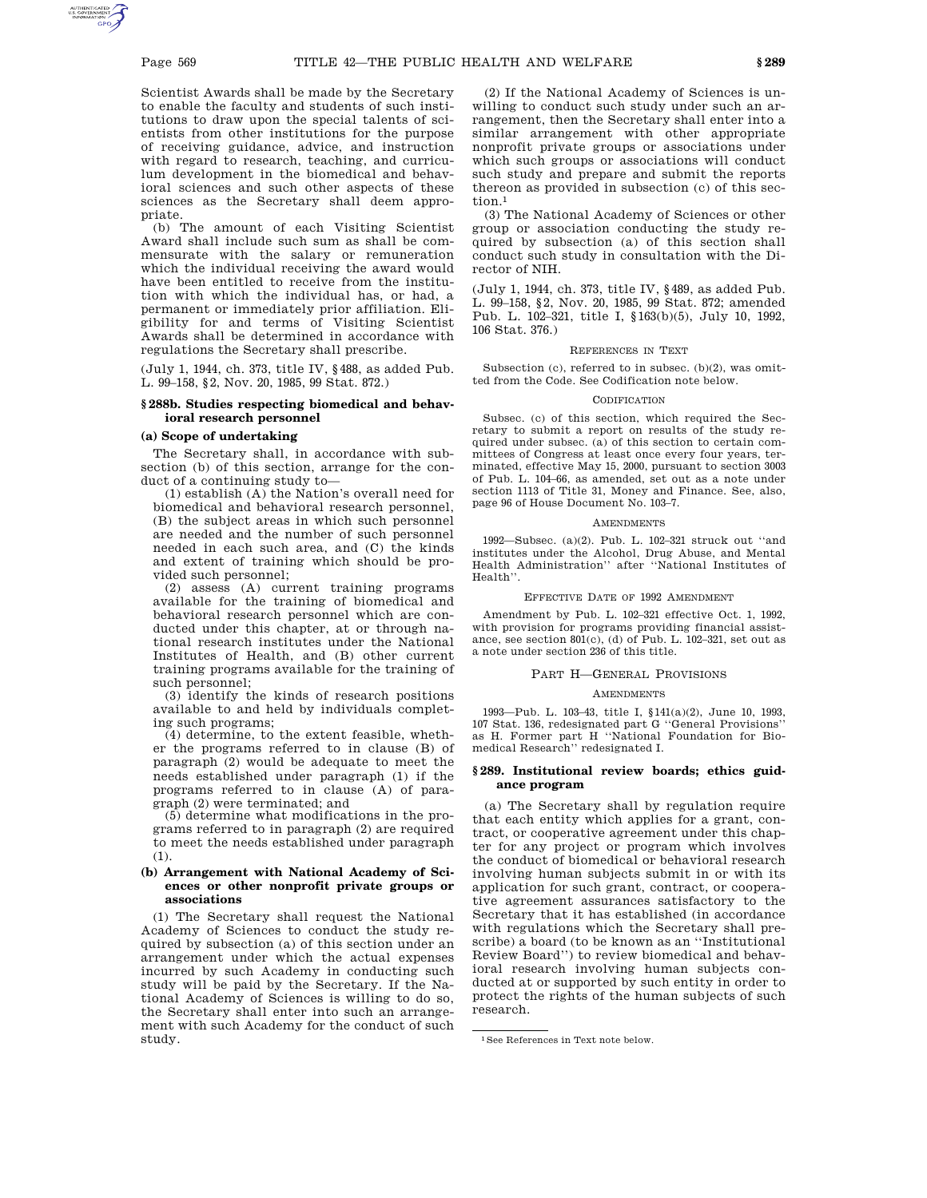Scientist Awards shall be made by the Secretary to enable the faculty and students of such institutions to draw upon the special talents of scientists from other institutions for the purpose of receiving guidance, advice, and instruction with regard to research, teaching, and curriculum development in the biomedical and behavioral sciences and such other aspects of these sciences as the Secretary shall deem appropriate.

(b) The amount of each Visiting Scientist Award shall include such sum as shall be commensurate with the salary or remuneration which the individual receiving the award would have been entitled to receive from the institution with which the individual has, or had, a permanent or immediately prior affiliation. Eligibility for and terms of Visiting Scientist Awards shall be determined in accordance with regulations the Secretary shall prescribe.

(July 1, 1944, ch. 373, title IV, §488, as added Pub. L. 99–158, §2, Nov. 20, 1985, 99 Stat. 872.)

### §288b. Studies respecting biomedical and behavioral research personnel

#### (a) Scope of undertaking

The Secretary shall, in accordance with subsection (b) of this section, arrange for the conduct of a continuing study to—

(1) establish (A) the Nation's overall need for biomedical and behavioral research personnel, (B) the subject areas in which such personnel are needed and the number of such personnel needed in each such area, and (C) the kinds and extent of training which should be provided such personnel;

(2) assess (A) current training programs available for the training of biomedical and behavioral research personnel which are conducted under this chapter, at or through national research institutes under the National Institutes of Health, and (B) other current training programs available for the training of such personnel;

(3) identify the kinds of research positions available to and held by individuals completing such programs;

(4) determine, to the extent feasible, whether the programs referred to in clause (B) of paragraph (2) would be adequate to meet the needs established under paragraph (1) if the programs referred to in clause (A) of paragraph (2) were terminated; and

(5) determine what modifications in the programs referred to in paragraph (2) are required to meet the needs established under paragraph (1).

#### (b) Arrangement with National Academy of Sciences or other nonprofit private groups or associations

(1) The Secretary shall request the National Academy of Sciences to conduct the study required by subsection (a) of this section under an arrangement under which the actual expenses incurred by such Academy in conducting such study will be paid by the Secretary. If the National Academy of Sciences is willing to do so, the Secretary shall enter into such an arrangement with such Academy for the conduct of such study.

(2) If the National Academy of Sciences is unwilling to conduct such study under such an arrangement, then the Secretary shall enter into a similar arrangement with other appropriate nonprofit private groups or associations under which such groups or associations will conduct such study and prepare and submit the reports thereon as provided in subsection (c) of this section.[1]

(3) The National Academy of Sciences or other group or association conducting the study required by subsection (a) of this section shall conduct such study in consultation with the Director of NIH.

(July 1, 1944, ch. 373, title IV, §489, as added Pub. L. 99–158, §2, Nov. 20, 1985, 99 Stat. 872; amended Pub. L. 102–321, title I, §163(b)(5), July 10, 1992, 106 Stat. 376.)

REFERENCES IN TEXT

Subsection (c), referred to in subsec. (b)(2), was omitted from the Code. See Codification note below.

CODIFICATION

Subsec. (c) of this section, which required the Secretary to submit a report on results of the study required under subsec. (a) of this section to certain committees of Congress at least once every four years, terminated, effective May 15, 2000, pursuant to section 3003 of Pub. L. 104–66, as amended, set out as a note under section 1113 of Title 31, Money and Finance. See, also, page 96 of House Document No. 103–7.

AMENDMENTS

1992—Subsec. (a)(2). Pub. L. 102–321 struck out "and institutes under the Alcohol, Drug Abuse, and Mental Health Administration" after "National Institutes of Health".

EFFECTIVE DATE OF 1992 AMENDMENT

Amendment by Pub. L. 102–321 effective Oct. 1, 1992, with provision for programs providing financial assistance, see section 801(c), (d) of Pub. L. 102–321, set out as a note under section 236 of this title.

## PART H—GENERAL PROVISIONS

AMENDMENTS

1993—Pub. L. 103–43, title I, §141(a)(2), June 10, 1993, 107 Stat. 136, redesignated part G "General Provisions" as H. Former part H "National Foundation for Biomedical Research" redesignated I.

### §289. Institutional review boards; ethics guidance program

(a) The Secretary shall by regulation require that each entity which applies for a grant, contract, or cooperative agreement under this chapter for any project or program which involves the conduct of biomedical or behavioral research involving human subjects submit in or with its application for such grant, contract, or cooperative agreement assurances satisfactory to the Secretary that it has established (in accordance with regulations which the Secretary shall prescribe) a board (to be known as an "Institutional Review Board") to review biomedical and behavioral research involving human subjects conducted at or supported by such entity in order to protect the rights of the human subjects of such research.

[1] See References in Text note below.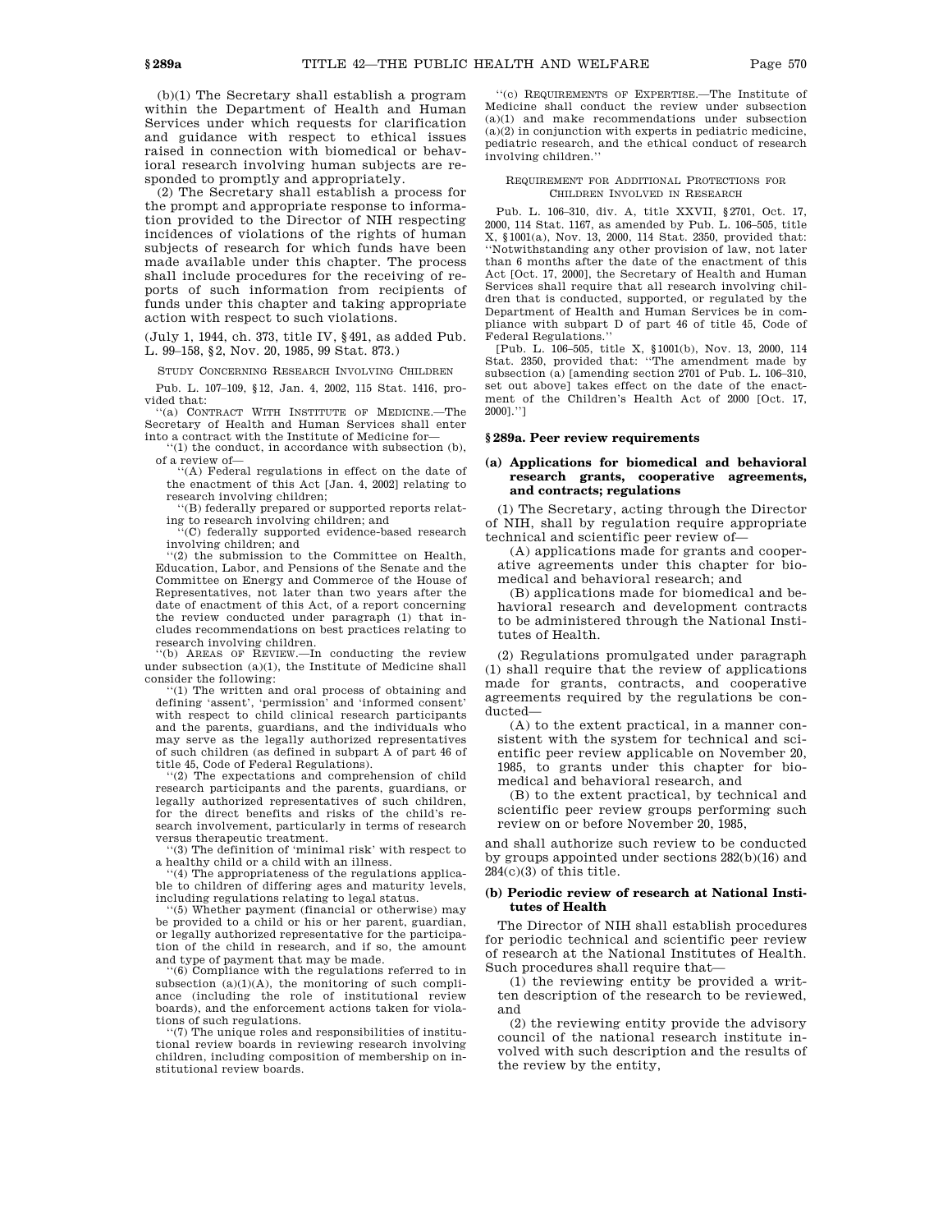(b)(1) The Secretary shall establish a program within the Department of Health and Human Services under which requests for clarification and guidance with respect to ethical issues raised in connection with biomedical or behavioral research involving human subjects are responded to promptly and appropriately.

(2) The Secretary shall establish a process for the prompt and appropriate response to information provided to the Director of NIH respecting incidences of violations of the rights of human subjects of research for which funds have been made available under this chapter. The process shall include procedures for the receiving of reports of such information from recipients of funds under this chapter and taking appropriate action with respect to such violations.

(July 1, 1944, ch. 373, title IV, §491, as added Pub. L. 99–158, §2, Nov. 20, 1985, 99 Stat. 873.)

STUDY CONCERNING RESEARCH INVOLVING CHILDREN

Pub. L. 107–109, §12, Jan. 4, 2002, 115 Stat. 1416, provided that:

''(a) CONTRACT WITH INSTITUTE OF MEDICINE.—The Secretary of Health and Human Services shall enter into a contract with the Institute of Medicine for—

''(1) the conduct, in accordance with subsection (b), of a review of—

''(A) Federal regulations in effect on the date of the enactment of this Act [Jan. 4, 2002] relating to research involving children;

''(B) federally prepared or supported reports relating to research involving children; and

''(C) federally supported evidence-based research involving children; and

''(2) the submission to the Committee on Health, Education, Labor, and Pensions of the Senate and the Committee on Energy and Commerce of the House of Representatives, not later than two years after the date of enactment of this Act, of a report concerning the review conducted under paragraph (1) that includes recommendations on best practices relating to research involving children.

''(b) AREAS OF REVIEW.—In conducting the review under subsection (a)(1), the Institute of Medicine shall consider the following:

''(1) The written and oral process of obtaining and defining 'assent', 'permission' and 'informed consent' with respect to child clinical research participants and the parents, guardians, and the individuals who may serve as the legally authorized representatives of such children (as defined in subpart A of part 46 of title 45, Code of Federal Regulations).

''(2) The expectations and comprehension of child research participants and the parents, guardians, or legally authorized representatives of such children, for the direct benefits and risks of the child's research involvement, particularly in terms of research versus therapeutic treatment.

''(3) The definition of 'minimal risk' with respect to a healthy child or a child with an illness.

''(4) The appropriateness of the regulations applicable to children of differing ages and maturity levels, including regulations relating to legal status.

''(5) Whether payment (financial or otherwise) may be provided to a child or his or her parent, guardian, or legally authorized representative for the participation of the child in research, and if so, the amount and type of payment that may be made.

''(6) Compliance with the regulations referred to in subsection (a)(1)(A), the monitoring of such compliance (including the role of institutional review boards), and the enforcement actions taken for violations of such regulations.

''(7) The unique roles and responsibilities of institutional review boards in reviewing research involving children, including composition of membership on institutional review boards.

''(c) REQUIREMENTS OF EXPERTISE.—The Institute of Medicine shall conduct the review under subsection (a)(1) and make recommendations under subsection (a)(2) in conjunction with experts in pediatric medicine, pediatric research, and the ethical conduct of research involving children.''

REQUIREMENT FOR ADDITIONAL PROTECTIONS FOR CHILDREN INVOLVED IN RESEARCH

Pub. L. 106–310, div. A, title XXVII, §2701, Oct. 17, 2000, 114 Stat. 1167, as amended by Pub. L. 106–505, title X, §1001(a), Nov. 13, 2000, 114 Stat. 2350, provided that: ''Notwithstanding any other provision of law, not later than 6 months after the date of the enactment of this Act [Oct. 17, 2000], the Secretary of Health and Human Services shall require that all research involving children that is conducted, supported, or regulated by the Department of Health and Human Services be in compliance with subpart D of part 46 of title 45, Code of Federal Regulations.''

[Pub. L. 106–505, title X, §1001(b), Nov. 13, 2000, 114 Stat. 2350, provided that: ''The amendment made by subsection (a) [amending section 2701 of Pub. L. 106–310, set out above] takes effect on the date of the enactment of the Children's Health Act of 2000 [Oct. 17, 2000].'']

## §289a. Peer review requirements

### (a) Applications for biomedical and behavioral research grants, cooperative agreements, and contracts; regulations

(1) The Secretary, acting through the Director of NIH, shall by regulation require appropriate technical and scientific peer review of—

(A) applications made for grants and cooperative agreements under this chapter for biomedical and behavioral research; and

(B) applications made for biomedical and behavioral research and development contracts to be administered through the National Institutes of Health.

(2) Regulations promulgated under paragraph (1) shall require that the review of applications made for grants, contracts, and cooperative agreements required by the regulations be conducted—

(A) to the extent practical, in a manner consistent with the system for technical and scientific peer review applicable on November 20, 1985, to grants under this chapter for biomedical and behavioral research, and

(B) to the extent practical, by technical and scientific peer review groups performing such review on or before November 20, 1985,

and shall authorize such review to be conducted by groups appointed under sections 282(b)(16) and 284(c)(3) of this title.

### (b) Periodic review of research at National Institutes of Health

The Director of NIH shall establish procedures for periodic technical and scientific peer review of research at the National Institutes of Health. Such procedures shall require that—

(1) the reviewing entity be provided a written description of the research to be reviewed, and

(2) the reviewing entity provide the advisory council of the national research institute involved with such description and the results of the review by the entity,